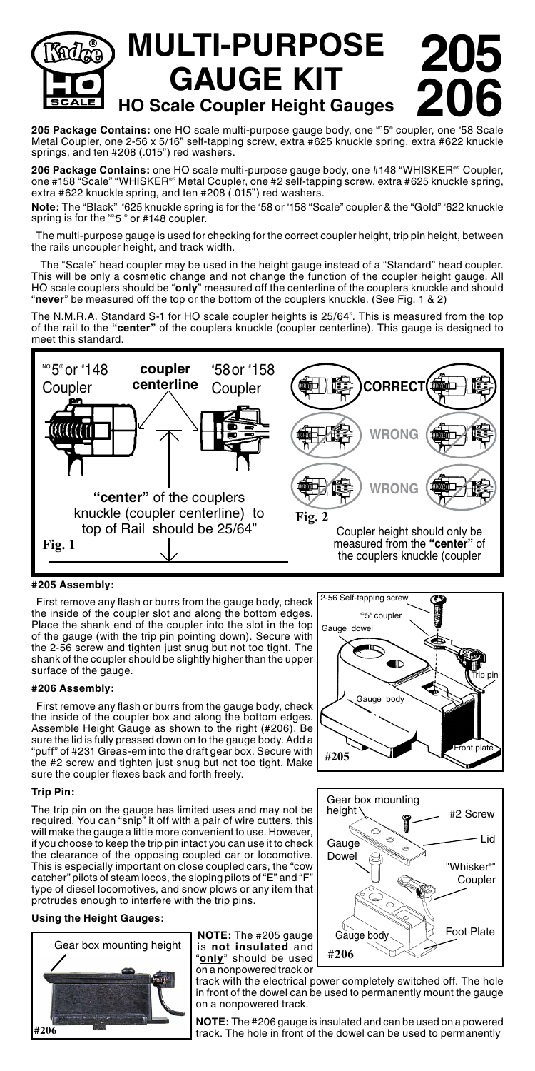# MULTI-PURPOSE GAUGE KIT

## HO Scale Coupler Height Gauges

# 205 206

**205 Package Contains:** one HO scale multi-purpose gauge body, one NO5® coupler, one #58 Scale Metal Coupler, one 2-56 x 5/16" self-tapping screw, extra #625 knuckle spring, extra #622 knuckle springs, and ten #208 (.015") red washers.

**206 Package Contains:** one HO scale multi-purpose gauge body, one #148 "WHISKER®" Coupler, one #158 "Scale" "WHISKER®" Metal Coupler, one #2 self-tapping screw, extra #625 knuckle spring, extra #622 knuckle spring, and ten #208 (.015") red washers.

**Note:** The "Black" #625 knuckle spring is for the #58 or #158 "Scale" coupler & the "Gold" #622 knuckle spring is for the NO5® or #148 coupler.

The multi-purpose gauge is used for checking for the correct coupler height, trip pin height, between the rails uncoupler height, and track width.

The "Scale" head coupler may be used in the height gauge instead of a "Standard" head coupler. This will be only a cosmetic change and not change the function of the coupler height gauge. All HO scale couplers should be "**only**" measured off the centerline of the couplers knuckle and should "**never**" be measured off the top or the bottom of the couplers knuckle. (See Fig. 1 & 2)

The N.M.R.A. Standard S-1 for HO scale coupler heights is 25/64". This is measured from the top of the rail to the **"center"** of the couplers knuckle (coupler centerline). This gauge is designed to meet this standard.

NO5® or #148 Coupler — **coupler centerline** — #58 or #158 Coupler

**"center"** of the couplers knuckle (coupler centerline) to top of Rail should be 25/64"

**Fig. 1**

CORRECT — WRONG — WRONG

**Fig. 2** Coupler height should only be measured from the **"center"** of the couplers knuckle (coupler

### #205 Assembly:

First remove any flash or burrs from the gauge body, check the inside of the coupler slot and along the bottom edges. Place the shank end of the coupler into the slot in the top of the gauge (with the trip pin pointing down). Secure with the 2-56 screw and tighten just snug but not too tight. The shank of the coupler should be slightly higher than the upper surface of the gauge.

2-56 Self-tapping screw, NO5® coupler, Gauge dowel, Trip pin, Gauge body, Front plate — **#205**

### #206 Assembly:

First remove any flash or burrs from the gauge body, check the inside of the coupler box and along the bottom edges. Assemble Height Gauge as shown to the right (#206). Be sure the lid is fully pressed down on to the gauge body. Add a "puff" of #231 Greas-em into the draft gear box. Secure with the #2 screw and tighten just snug but not too tight. Make sure the coupler flexes back and forth freely.

Gear box mounting height, #2 Screw, Lid, Gauge Dowel, "Whisker®" Coupler, Gauge body, Foot Plate — **#206**

### Trip Pin:

The trip pin on the gauge has limited uses and may not be required. You can "snip" it off with a pair of wire cutters, this will make the gauge a little more convenient to use. However, if you choose to keep the trip pin intact you can use it to check the clearance of the opposing coupled car or locomotive. This is especially important on close coupled cars, the "cow catcher" pilots of steam locos, the sloping pilots of "E" and "F" type of diesel locomotives, and snow plows or any item that protrudes enough to interfere with the trip pins.

### Using the Height Gauges:

Gear box mounting height — **#206**

**NOTE:** The #205 gauge is **not insulated** and "**only**" should be used on a nonpowered track or track with the electrical power completely switched off. The hole in front of the dowel can be used to permanently mount the gauge on a nonpowered track.

**NOTE:** The #206 gauge is insulated and can be used on a powered track. The hole in front of the dowel can be used to permanently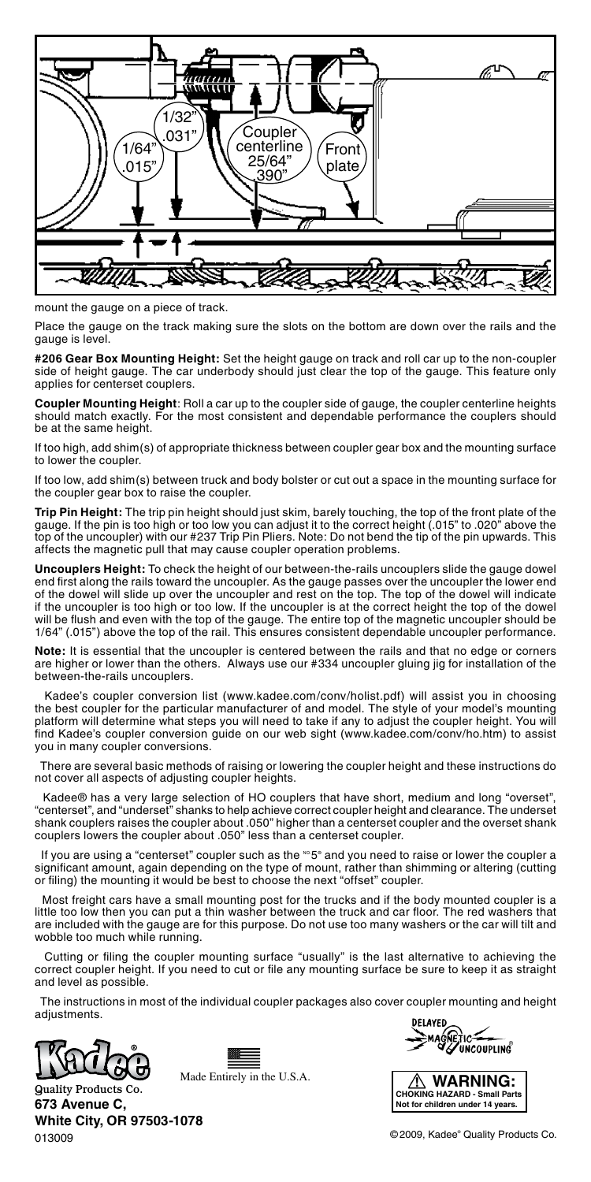1/32"
.031"

1/64"
.015"

Coupler centerline
25/64"
.390"

Front plate

mount the gauge on a piece of track.

Place the gauge on the track making sure the slots on the bottom are down over the rails and the gauge is level.

**#206 Gear Box Mounting Height:** Set the height gauge on track and roll car up to the non-coupler side of height gauge. The car underbody should just clear the top of the gauge. This feature only applies for centerset couplers.

**Coupler Mounting Height**: Roll a car up to the coupler side of gauge, the coupler centerline heights should match exactly. For the most consistent and dependable performance the couplers should be at the same height.

If too high, add shim(s) of appropriate thickness between coupler gear box and the mounting surface to lower the coupler.

If too low, add shim(s) between truck and body bolster or cut out a space in the mounting surface for the coupler gear box to raise the coupler.

**Trip Pin Height:** The trip pin height should just skim, barely touching, the top of the front plate of the gauge. If the pin is too high or too low you can adjust it to the correct height (.015" to .020" above the top of the uncoupler) with our #237 Trip Pin Pliers. Note: Do not bend the tip of the pin upwards. This affects the magnetic pull that may cause coupler operation problems.

**Uncouplers Height:** To check the height of our between-the-rails uncouplers slide the gauge dowel end first along the rails toward the uncoupler. As the gauge passes over the uncoupler the lower end of the dowel will slide up over the uncoupler and rest on the top. The top of the dowel will indicate if the uncoupler is too high or too low. If the uncoupler is at the correct height the top of the dowel will be flush and even with the top of the gauge. The entire top of the magnetic uncoupler should be 1/64" (.015") above the top of the rail. This ensures consistent dependable uncoupler performance.

**Note:** It is essential that the uncoupler is centered between the rails and that no edge or corners are higher or lower than the others. Always use our #334 uncoupler gluing jig for installation of the between-the-rails uncouplers.

Kadee's coupler conversion list (www.kadee.com/conv/holist.pdf) will assist you in choosing the best coupler for the particular manufacturer of and model. The style of your model's mounting platform will determine what steps you will need to take if any to adjust the coupler height. You will find Kadee's coupler conversion guide on our web sight (www.kadee.com/conv/ho.htm) to assist you in many coupler conversions.

There are several basic methods of raising or lowering the coupler height and these instructions do not cover all aspects of adjusting coupler heights.

Kadee® has a very large selection of HO couplers that have short, medium and long "overset", "centerset", and "underset" shanks to help achieve correct coupler height and clearance. The underset shank couplers raises the coupler about .050" higher than a centerset coupler and the overset shank couplers lowers the coupler about .050" less than a centerset coupler.

If you are using a "centerset" coupler such as the #5® and you need to raise or lower the coupler a significant amount, again depending on the type of mount, rather than shimming or altering (cutting or filing) the mounting it would be best to choose the next "offset" coupler.

Most freight cars have a small mounting post for the trucks and if the body mounted coupler is a little too low then you can put a thin washer between the truck and car floor. The red washers that are included with the gauge are for this purpose. Do not use too many washers or the car will tilt and wobble too much while running.

Cutting or filing the coupler mounting surface "usually" is the last alternative to achieving the correct coupler height. If you need to cut or file any mounting surface be sure to keep it as straight and level as possible.

The instructions in most of the individual coupler packages also cover coupler mounting and height adjustments.

Kadee®
Quality Products Co.
**673 Avenue C,**
**White City, OR 97503-1078**
013009

Made Entirely in the U.S.A.

DELAYED MAGNETIC UNCOUPLING®

**WARNING:**
**CHOKING HAZARD - Small Parts**
**Not for children under 14 years.**

©2009, Kadee® Quality Products Co.